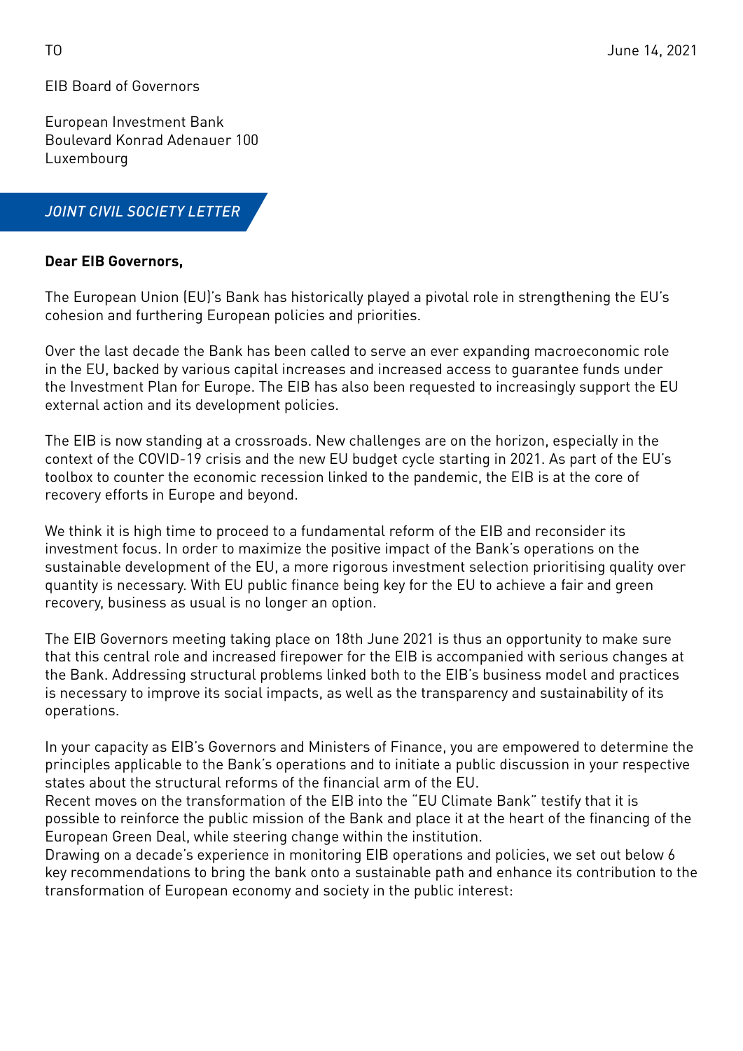TO

June 14, 2021

EIB Board of Governors

European Investment Bank
Boulevard Konrad Adenauer 100
Luxembourg

*JOINT CIVIL SOCIETY LETTER*

**Dear EIB Governors,**

The European Union (EU)'s Bank has historically played a pivotal role in strengthening the EU's cohesion and furthering European policies and priorities.

Over the last decade the Bank has been called to serve an ever expanding macroeconomic role in the EU, backed by various capital increases and increased access to guarantee funds under the Investment Plan for Europe. The EIB has also been requested to increasingly support the EU external action and its development policies.

The EIB is now standing at a crossroads. New challenges are on the horizon, especially in the context of the COVID-19 crisis and the new EU budget cycle starting in 2021. As part of the EU's toolbox to counter the economic recession linked to the pandemic, the EIB is at the core of recovery efforts in Europe and beyond.

We think it is high time to proceed to a fundamental reform of the EIB and reconsider its investment focus. In order to maximize the positive impact of the Bank's operations on the sustainable development of the EU, a more rigorous investment selection prioritising quality over quantity is necessary. With EU public finance being key for the EU to achieve a fair and green recovery, business as usual is no longer an option.

The EIB Governors meeting taking place on 18th June 2021 is thus an opportunity to make sure that this central role and increased firepower for the EIB is accompanied with serious changes at the Bank. Addressing structural problems linked both to the EIB's business model and practices is necessary to improve its social impacts, as well as the transparency and sustainability of its operations.

In your capacity as EIB's Governors and Ministers of Finance, you are empowered to determine the principles applicable to the Bank's operations and to initiate a public discussion in your respective states about the structural reforms of the financial arm of the EU.
Recent moves on the transformation of the EIB into the "EU Climate Bank" testify that it is possible to reinforce the public mission of the Bank and place it at the heart of the financing of the European Green Deal, while steering change within the institution.
Drawing on a decade's experience in monitoring EIB operations and policies, we set out below 6 key recommendations to bring the bank onto a sustainable path and enhance its contribution to the transformation of European economy and society in the public interest: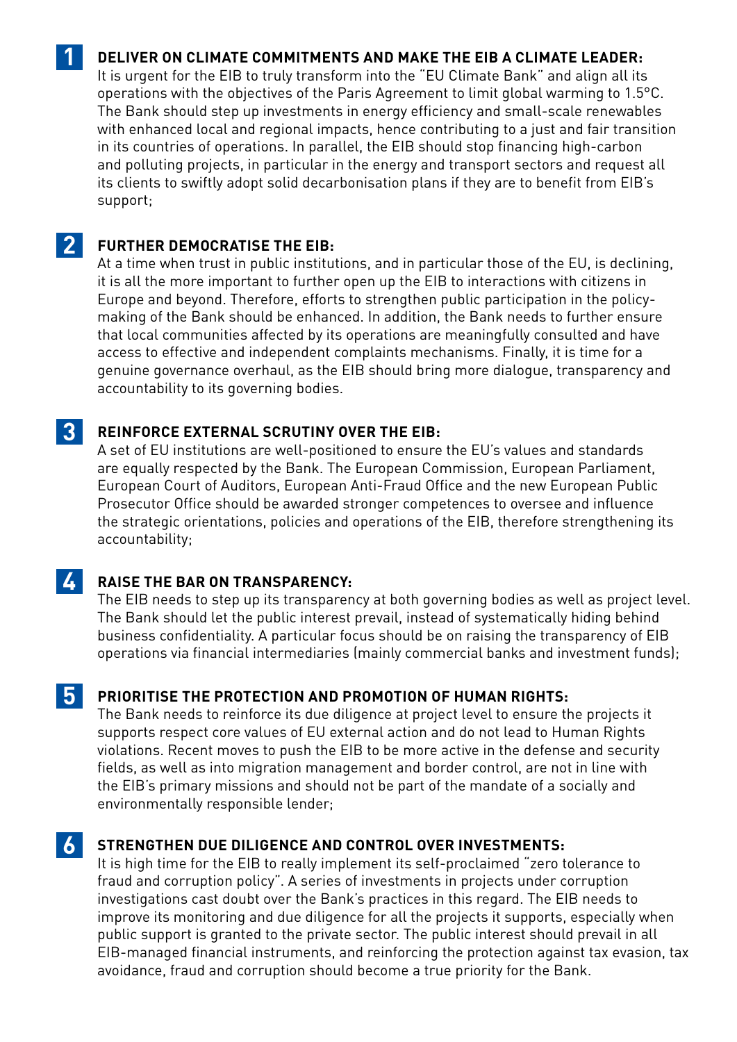**1** **DELIVER ON CLIMATE COMMITMENTS AND MAKE THE EIB A CLIMATE LEADER:**
It is urgent for the EIB to truly transform into the "EU Climate Bank" and align all its operations with the objectives of the Paris Agreement to limit global warming to 1.5°C. The Bank should step up investments in energy efficiency and small-scale renewables with enhanced local and regional impacts, hence contributing to a just and fair transition in its countries of operations. In parallel, the EIB should stop financing high-carbon and polluting projects, in particular in the energy and transport sectors and request all its clients to swiftly adopt solid decarbonisation plans if they are to benefit from EIB's support;

**2** **FURTHER DEMOCRATISE THE EIB:**
At a time when trust in public institutions, and in particular those of the EU, is declining, it is all the more important to further open up the EIB to interactions with citizens in Europe and beyond. Therefore, efforts to strengthen public participation in the policy-making of the Bank should be enhanced. In addition, the Bank needs to further ensure that local communities affected by its operations are meaningfully consulted and have access to effective and independent complaints mechanisms. Finally, it is time for a genuine governance overhaul, as the EIB should bring more dialogue, transparency and accountability to its governing bodies.

**3** **REINFORCE EXTERNAL SCRUTINY OVER THE EIB:**
A set of EU institutions are well-positioned to ensure the EU's values and standards are equally respected by the Bank. The European Commission, European Parliament, European Court of Auditors, European Anti-Fraud Office and the new European Public Prosecutor Office should be awarded stronger competences to oversee and influence the strategic orientations, policies and operations of the EIB, therefore strengthening its accountability;

**4** **RAISE THE BAR ON TRANSPARENCY:**
The EIB needs to step up its transparency at both governing bodies as well as project level. The Bank should let the public interest prevail, instead of systematically hiding behind business confidentiality. A particular focus should be on raising the transparency of EIB operations via financial intermediaries (mainly commercial banks and investment funds);

**5** **PRIORITISE THE PROTECTION AND PROMOTION OF HUMAN RIGHTS:**
The Bank needs to reinforce its due diligence at project level to ensure the projects it supports respect core values of EU external action and do not lead to Human Rights violations. Recent moves to push the EIB to be more active in the defense and security fields, as well as into migration management and border control, are not in line with the EIB's primary missions and should not be part of the mandate of a socially and environmentally responsible lender;

**6** **STRENGTHEN DUE DILIGENCE AND CONTROL OVER INVESTMENTS:**
It is high time for the EIB to really implement its self-proclaimed "zero tolerance to fraud and corruption policy". A series of investments in projects under corruption investigations cast doubt over the Bank's practices in this regard. The EIB needs to improve its monitoring and due diligence for all the projects it supports, especially when public support is granted to the private sector. The public interest should prevail in all EIB-managed financial instruments, and reinforcing the protection against tax evasion, tax avoidance, fraud and corruption should become a true priority for the Bank.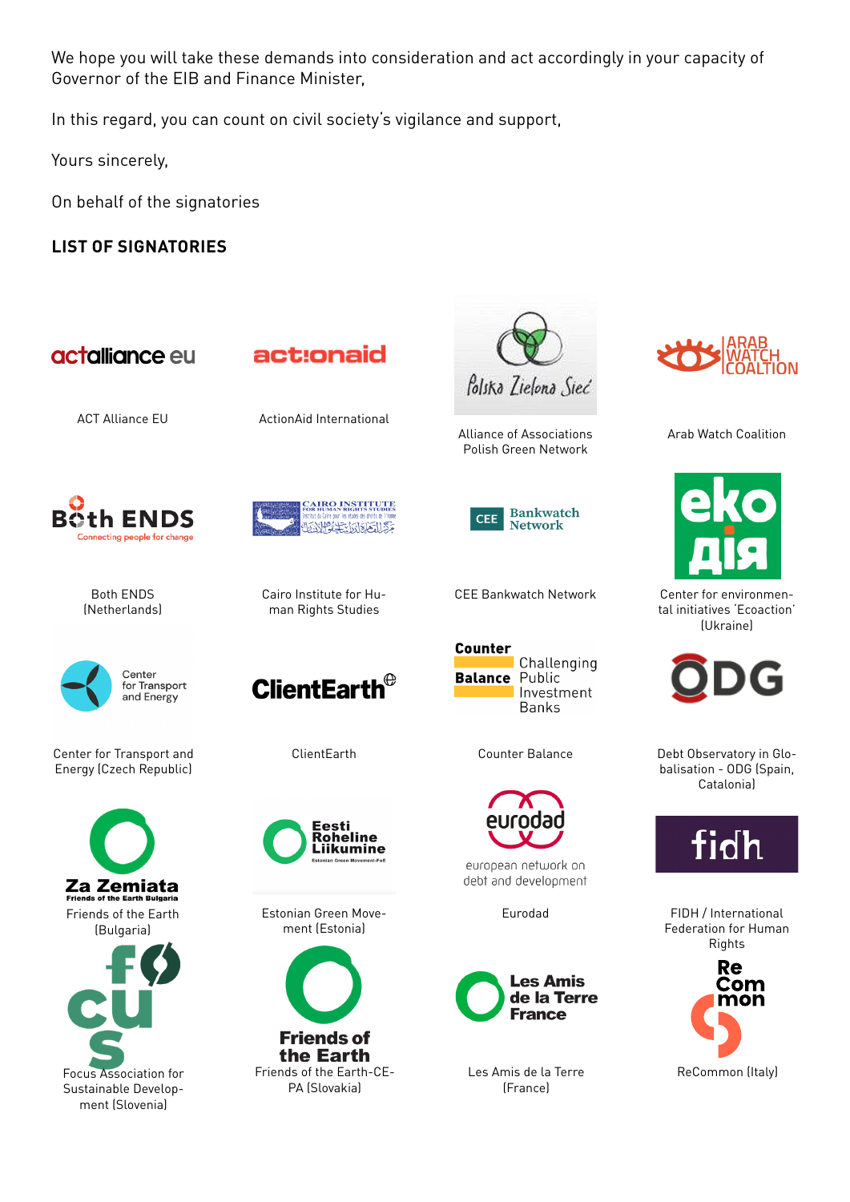We hope you will take these demands into consideration and act accordingly in your capacity of Governor of the EIB and Finance Minister,

In this regard, you can count on civil society's vigilance and support,

Yours sincerely,

On behalf of the signatories

**LIST OF SIGNATORIES**

ACT Alliance EU

ActionAid International

Alliance of Associations Polish Green Network

Arab Watch Coalition

Both ENDS (Netherlands)

Cairo Institute for Human Rights Studies

CEE Bankwatch Network

Center for environmental initiatives 'Ecoaction' (Ukraine)

Center for Transport and Energy (Czech Republic)

ClientEarth

Counter Balance

Debt Observatory in Globalisation - ODG (Spain, Catalonia)

Friends of the Earth (Bulgaria)

Estonian Green Movement (Estonia)

Eurodad

FIDH / International Federation for Human Rights

Focus Association for Sustainable Development (Slovenia)

Friends of the Earth-CEPA (Slovakia)

Les Amis de la Terre (France)

ReCommon (Italy)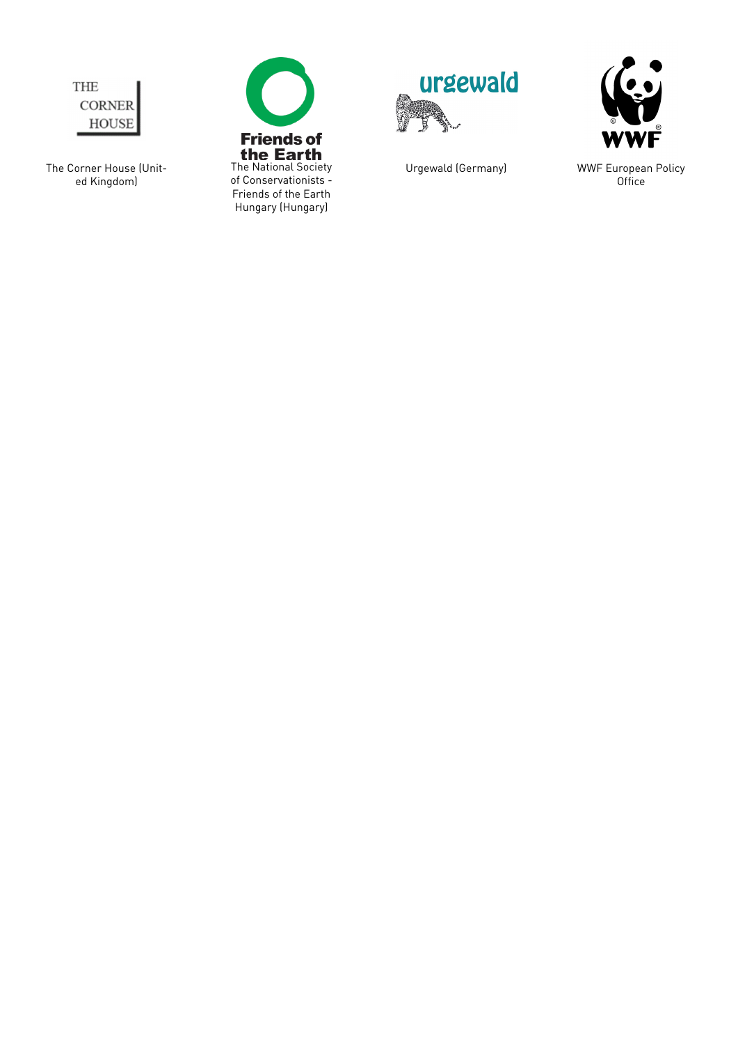The Corner House (United Kingdom)

The National Society of Conservationists - Friends of the Earth Hungary (Hungary)

Urgewald (Germany)

WWF European Policy Office